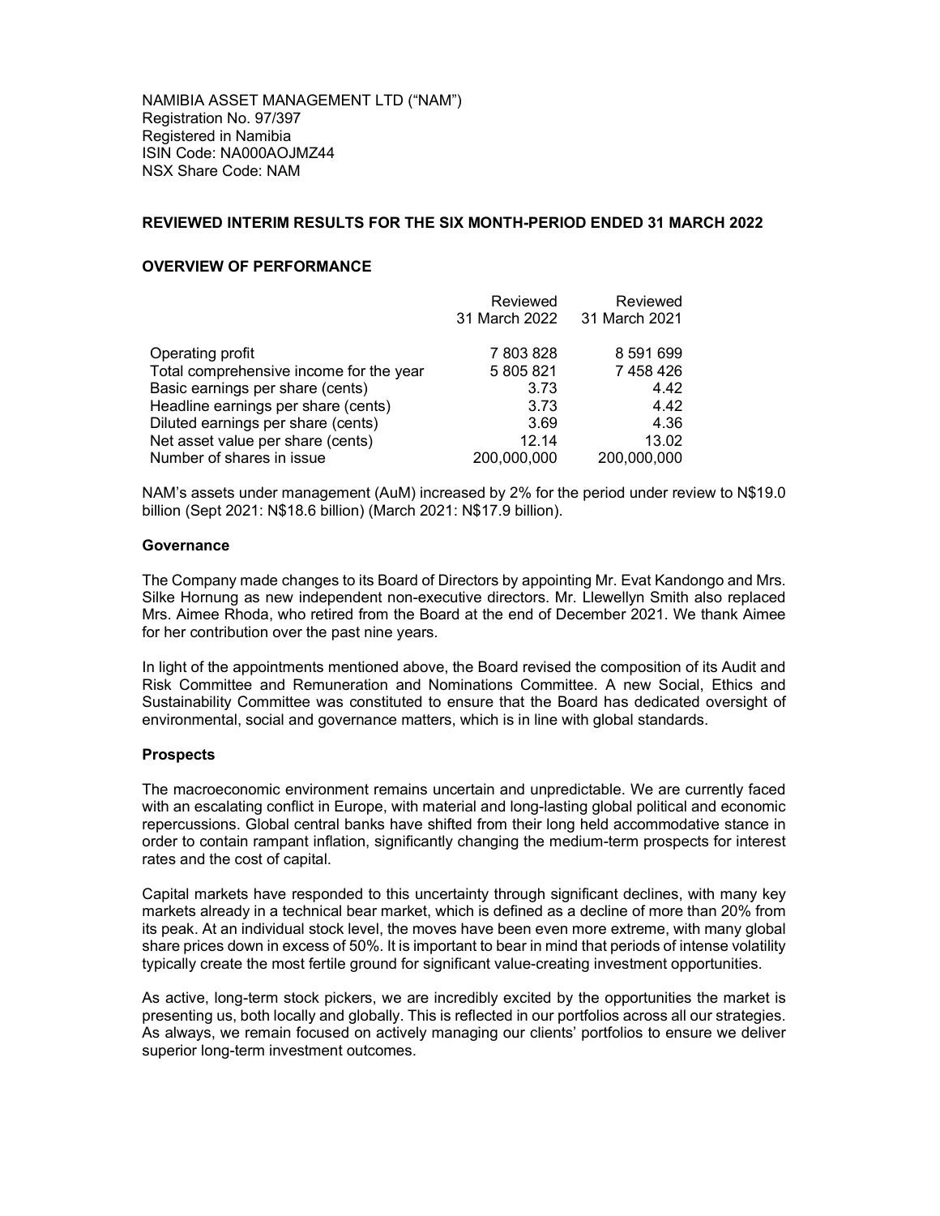NAMIBIA ASSET MANAGEMENT LTD ("NAM")
Registration No. 97/397
Registered in Namibia
ISIN Code: NA000AOJMZ44
NSX Share Code: NAM

## REVIEWED INTERIM RESULTS FOR THE SIX MONTH-PERIOD ENDED 31 MARCH 2022

### OVERVIEW OF PERFORMANCE

| | Reviewed 31 March 2022 | Reviewed 31 March 2021 |
|---|---|---|
| Operating profit | 7 803 828 | 8 591 699 |
| Total comprehensive income for the year | 5 805 821 | 7 458 426 |
| Basic earnings per share (cents) | 3.73 | 4.42 |
| Headline earnings per share (cents) | 3.73 | 4.42 |
| Diluted earnings per share (cents) | 3.69 | 4.36 |
| Net asset value per share (cents) | 12.14 | 13.02 |
| Number of shares in issue | 200,000,000 | 200,000,000 |

NAM's assets under management (AuM) increased by 2% for the period under review to N$19.0 billion (Sept 2021: N$18.6 billion) (March 2021: N$17.9 billion).

### Governance

The Company made changes to its Board of Directors by appointing Mr. Evat Kandongo and Mrs. Silke Hornung as new independent non-executive directors. Mr. Llewellyn Smith also replaced Mrs. Aimee Rhoda, who retired from the Board at the end of December 2021. We thank Aimee for her contribution over the past nine years.

In light of the appointments mentioned above, the Board revised the composition of its Audit and Risk Committee and Remuneration and Nominations Committee. A new Social, Ethics and Sustainability Committee was constituted to ensure that the Board has dedicated oversight of environmental, social and governance matters, which is in line with global standards.

### Prospects

The macroeconomic environment remains uncertain and unpredictable. We are currently faced with an escalating conflict in Europe, with material and long-lasting global political and economic repercussions. Global central banks have shifted from their long held accommodative stance in order to contain rampant inflation, significantly changing the medium-term prospects for interest rates and the cost of capital.

Capital markets have responded to this uncertainty through significant declines, with many key markets already in a technical bear market, which is defined as a decline of more than 20% from its peak. At an individual stock level, the moves have been even more extreme, with many global share prices down in excess of 50%. It is important to bear in mind that periods of intense volatility typically create the most fertile ground for significant value-creating investment opportunities.

As active, long-term stock pickers, we are incredibly excited by the opportunities the market is presenting us, both locally and globally. This is reflected in our portfolios across all our strategies. As always, we remain focused on actively managing our clients' portfolios to ensure we deliver superior long-term investment outcomes.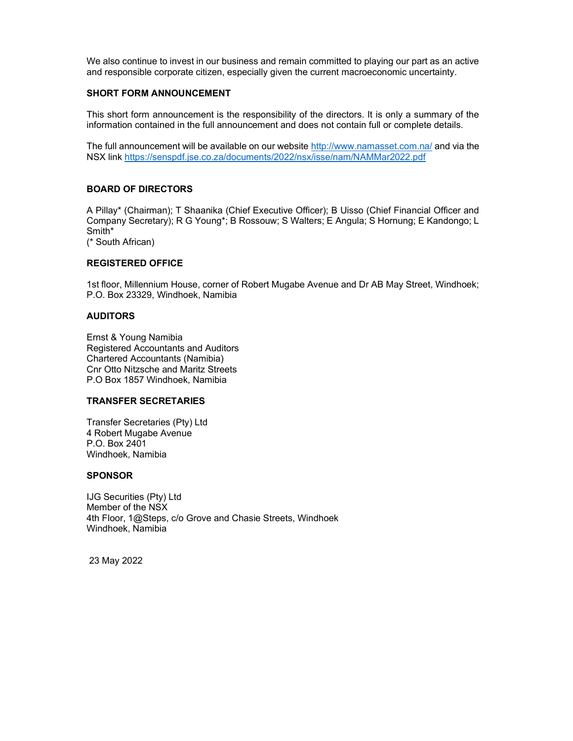We also continue to invest in our business and remain committed to playing our part as an active and responsible corporate citizen, especially given the current macroeconomic uncertainty.

**SHORT FORM ANNOUNCEMENT**

This short form announcement is the responsibility of the directors. It is only a summary of the information contained in the full announcement and does not contain full or complete details.

The full announcement will be available on our website http://www.namasset.com.na/ and via the NSX link https://senspdf.jse.co.za/documents/2022/nsx/isse/nam/NAMMar2022.pdf

**BOARD OF DIRECTORS**

A Pillay* (Chairman); T Shaanika (Chief Executive Officer); B Uisso (Chief Financial Officer and Company Secretary); R G Young*; B Rossouw; S Walters; E Angula; S Hornung; E Kandongo; L Smith*
(* South African)

**REGISTERED OFFICE**

1st floor, Millennium House, corner of Robert Mugabe Avenue and Dr AB May Street, Windhoek; P.O. Box 23329, Windhoek, Namibia

**AUDITORS**

Ernst & Young Namibia
Registered Accountants and Auditors
Chartered Accountants (Namibia)
Cnr Otto Nitzsche and Maritz Streets
P.O Box 1857 Windhoek, Namibia

**TRANSFER SECRETARIES**

Transfer Secretaries (Pty) Ltd
4 Robert Mugabe Avenue
P.O. Box 2401
Windhoek, Namibia

**SPONSOR**

IJG Securities (Pty) Ltd
Member of the NSX
4th Floor, 1@Steps, c/o Grove and Chasie Streets, Windhoek
Windhoek, Namibia

23 May 2022